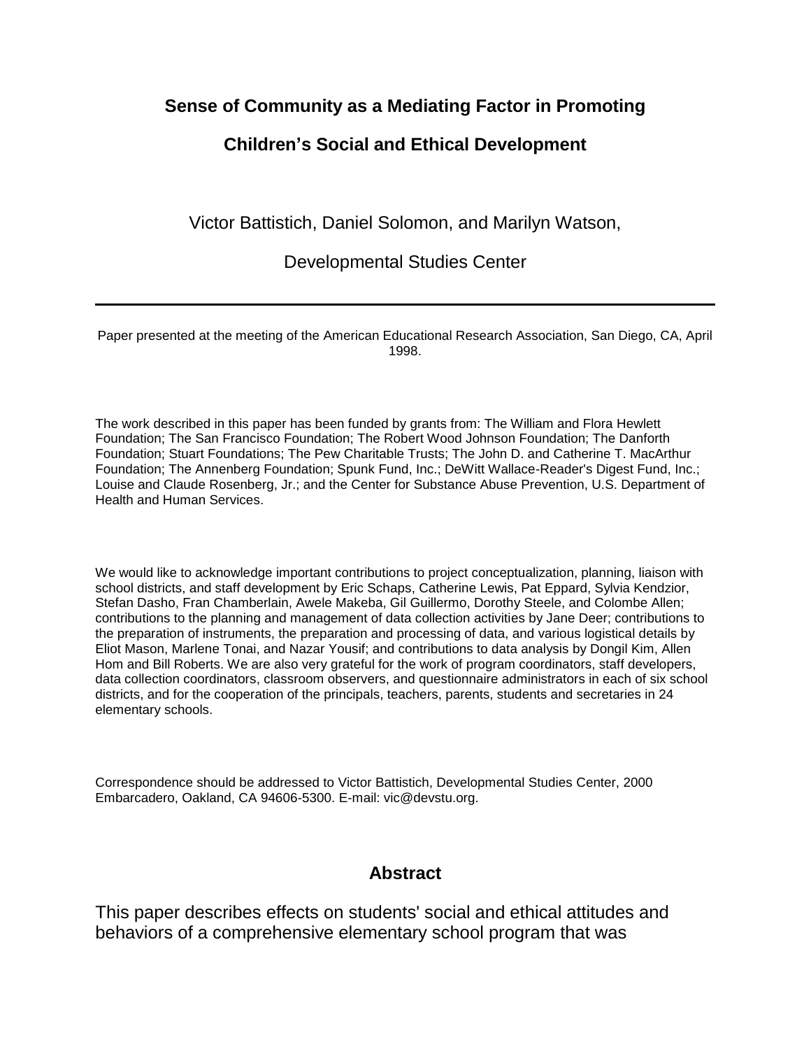# Sense of Community as a Mediating Factor in Promoting Children's Social and Ethical Development

Victor Battistich, Daniel Solomon, and Marilyn Watson,

Developmental Studies Center

---

Paper presented at the meeting of the American Educational Research Association, San Diego, CA, April 1998.

The work described in this paper has been funded by grants from: The William and Flora Hewlett Foundation; The San Francisco Foundation; The Robert Wood Johnson Foundation; The Danforth Foundation; Stuart Foundations; The Pew Charitable Trusts; The John D. and Catherine T. MacArthur Foundation; The Annenberg Foundation; Spunk Fund, Inc.; DeWitt Wallace-Reader's Digest Fund, Inc.; Louise and Claude Rosenberg, Jr.; and the Center for Substance Abuse Prevention, U.S. Department of Health and Human Services.

We would like to acknowledge important contributions to project conceptualization, planning, liaison with school districts, and staff development by Eric Schaps, Catherine Lewis, Pat Eppard, Sylvia Kendzior, Stefan Dasho, Fran Chamberlain, Awele Makeba, Gil Guillermo, Dorothy Steele, and Colombe Allen; contributions to the planning and management of data collection activities by Jane Deer; contributions to the preparation of instruments, the preparation and processing of data, and various logistical details by Eliot Mason, Marlene Tonai, and Nazar Yousif; and contributions to data analysis by Dongil Kim, Allen Hom and Bill Roberts. We are also very grateful for the work of program coordinators, staff developers, data collection coordinators, classroom observers, and questionnaire administrators in each of six school districts, and for the cooperation of the principals, teachers, parents, students and secretaries in 24 elementary schools.

Correspondence should be addressed to Victor Battistich, Developmental Studies Center, 2000 Embarcadero, Oakland, CA 94606-5300. E-mail: vic@devstu.org.

## Abstract

This paper describes effects on students' social and ethical attitudes and behaviors of a comprehensive elementary school program that was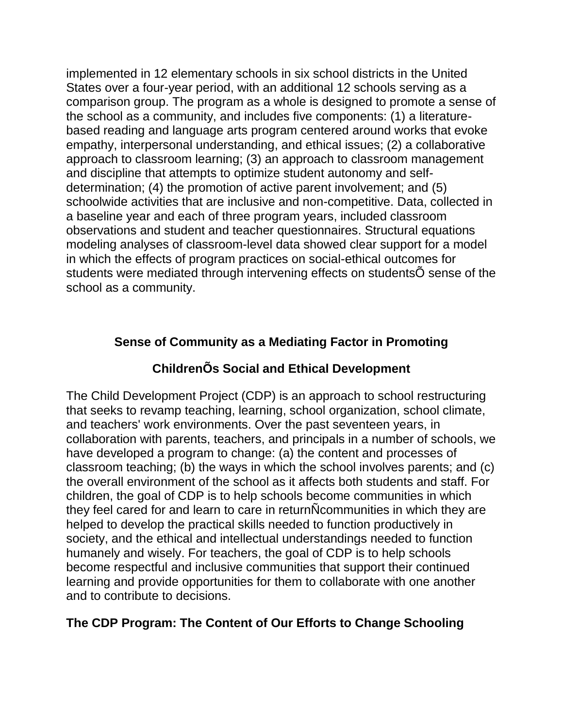implemented in 12 elementary schools in six school districts in the United States over a four-year period, with an additional 12 schools serving as a comparison group. The program as a whole is designed to promote a sense of the school as a community, and includes five components: (1) a literature-based reading and language arts program centered around works that evoke empathy, interpersonal understanding, and ethical issues; (2) a collaborative approach to classroom learning; (3) an approach to classroom management and discipline that attempts to optimize student autonomy and self-determination; (4) the promotion of active parent involvement; and (5) schoolwide activities that are inclusive and non-competitive. Data, collected in a baseline year and each of three program years, included classroom observations and student and teacher questionnaires. Structural equations modeling analyses of classroom-level data showed clear support for a model in which the effects of program practices on social-ethical outcomes for students were mediated through intervening effects on studentsÕ sense of the school as a community.

## Sense of Community as a Mediating Factor in Promoting ChildrenÕs Social and Ethical Development

The Child Development Project (CDP) is an approach to school restructuring that seeks to revamp teaching, learning, school organization, school climate, and teachers' work environments. Over the past seventeen years, in collaboration with parents, teachers, and principals in a number of schools, we have developed a program to change: (a) the content and processes of classroom teaching; (b) the ways in which the school involves parents; and (c) the overall environment of the school as it affects both students and staff. For children, the goal of CDP is to help schools become communities in which they feel cared for and learn to care in returnÑcommunities in which they are helped to develop the practical skills needed to function productively in society, and the ethical and intellectual understandings needed to function humanely and wisely. For teachers, the goal of CDP is to help schools become respectful and inclusive communities that support their continued learning and provide opportunities for them to collaborate with one another and to contribute to decisions.

### The CDP Program: The Content of Our Efforts to Change Schooling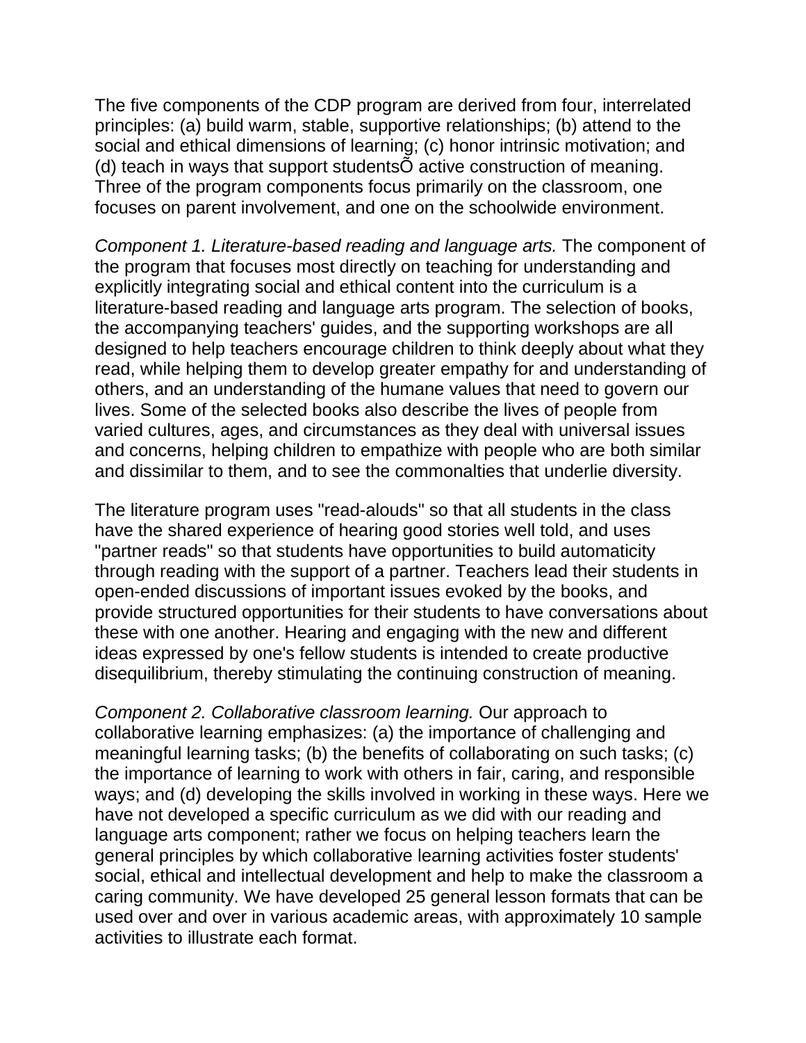The five components of the CDP program are derived from four, interrelated principles: (a) build warm, stable, supportive relationships; (b) attend to the social and ethical dimensions of learning; (c) honor intrinsic motivation; and (d) teach in ways that support studentsÕ active construction of meaning. Three of the program components focus primarily on the classroom, one focuses on parent involvement, and one on the schoolwide environment.

*Component 1. Literature-based reading and language arts.* The component of the program that focuses most directly on teaching for understanding and explicitly integrating social and ethical content into the curriculum is a literature-based reading and language arts program. The selection of books, the accompanying teachers' guides, and the supporting workshops are all designed to help teachers encourage children to think deeply about what they read, while helping them to develop greater empathy for and understanding of others, and an understanding of the humane values that need to govern our lives. Some of the selected books also describe the lives of people from varied cultures, ages, and circumstances as they deal with universal issues and concerns, helping children to empathize with people who are both similar and dissimilar to them, and to see the commonalties that underlie diversity.

The literature program uses "read-alouds" so that all students in the class have the shared experience of hearing good stories well told, and uses "partner reads" so that students have opportunities to build automaticity through reading with the support of a partner. Teachers lead their students in open-ended discussions of important issues evoked by the books, and provide structured opportunities for their students to have conversations about these with one another. Hearing and engaging with the new and different ideas expressed by one's fellow students is intended to create productive disequilibrium, thereby stimulating the continuing construction of meaning.

*Component 2. Collaborative classroom learning.* Our approach to collaborative learning emphasizes: (a) the importance of challenging and meaningful learning tasks; (b) the benefits of collaborating on such tasks; (c) the importance of learning to work with others in fair, caring, and responsible ways; and (d) developing the skills involved in working in these ways. Here we have not developed a specific curriculum as we did with our reading and language arts component; rather we focus on helping teachers learn the general principles by which collaborative learning activities foster students' social, ethical and intellectual development and help to make the classroom a caring community. We have developed 25 general lesson formats that can be used over and over in various academic areas, with approximately 10 sample activities to illustrate each format.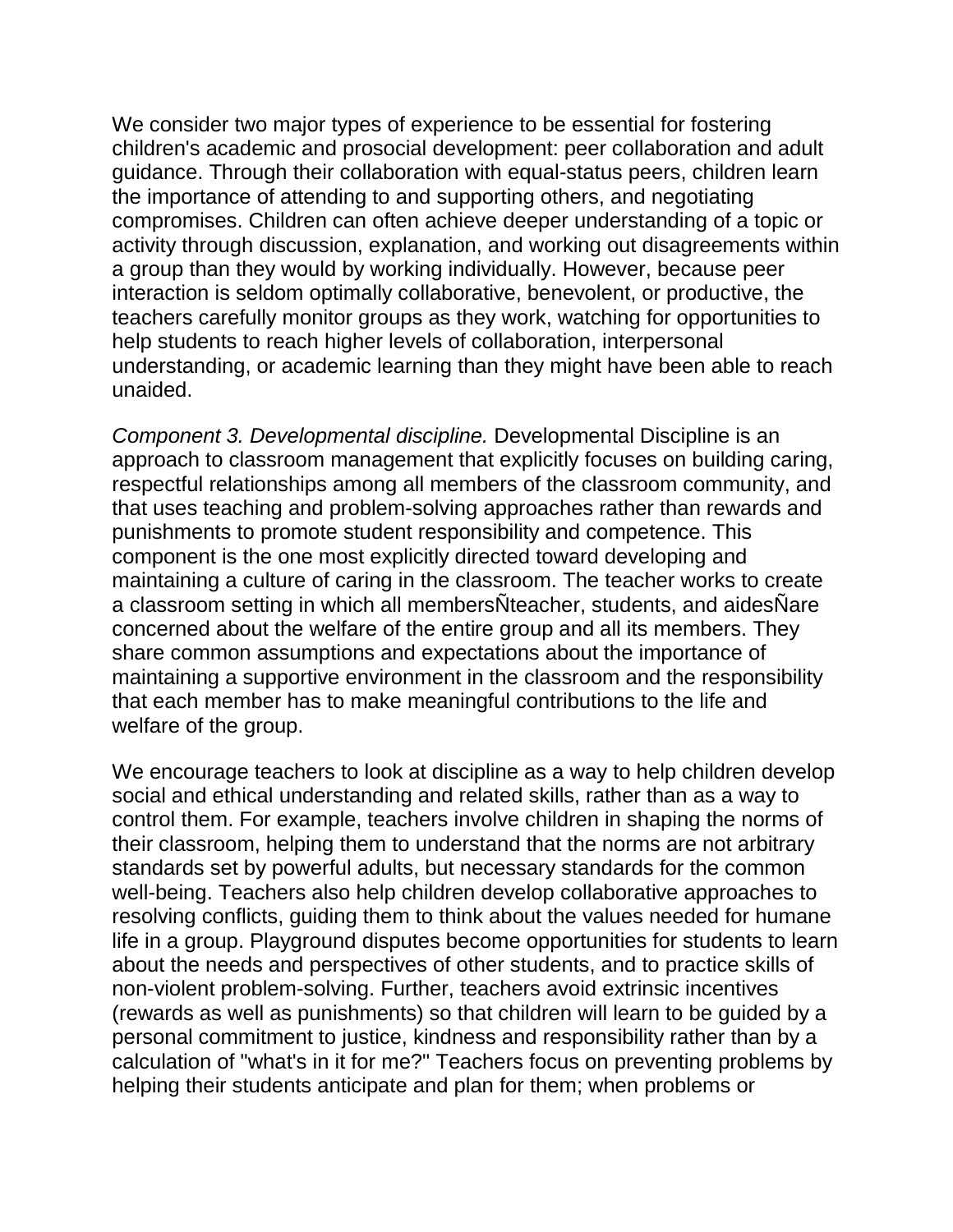We consider two major types of experience to be essential for fostering children's academic and prosocial development: peer collaboration and adult guidance. Through their collaboration with equal-status peers, children learn the importance of attending to and supporting others, and negotiating compromises. Children can often achieve deeper understanding of a topic or activity through discussion, explanation, and working out disagreements within a group than they would by working individually. However, because peer interaction is seldom optimally collaborative, benevolent, or productive, the teachers carefully monitor groups as they work, watching for opportunities to help students to reach higher levels of collaboration, interpersonal understanding, or academic learning than they might have been able to reach unaided.

*Component 3. Developmental discipline.* Developmental Discipline is an approach to classroom management that explicitly focuses on building caring, respectful relationships among all members of the classroom community, and that uses teaching and problem-solving approaches rather than rewards and punishments to promote student responsibility and competence. This component is the one most explicitly directed toward developing and maintaining a culture of caring in the classroom. The teacher works to create a classroom setting in which all membersÑteacher, students, and aidesÑare concerned about the welfare of the entire group and all its members. They share common assumptions and expectations about the importance of maintaining a supportive environment in the classroom and the responsibility that each member has to make meaningful contributions to the life and welfare of the group.

We encourage teachers to look at discipline as a way to help children develop social and ethical understanding and related skills, rather than as a way to control them. For example, teachers involve children in shaping the norms of their classroom, helping them to understand that the norms are not arbitrary standards set by powerful adults, but necessary standards for the common well-being. Teachers also help children develop collaborative approaches to resolving conflicts, guiding them to think about the values needed for humane life in a group. Playground disputes become opportunities for students to learn about the needs and perspectives of other students, and to practice skills of non-violent problem-solving. Further, teachers avoid extrinsic incentives (rewards as well as punishments) so that children will learn to be guided by a personal commitment to justice, kindness and responsibility rather than by a calculation of "what's in it for me?" Teachers focus on preventing problems by helping their students anticipate and plan for them; when problems or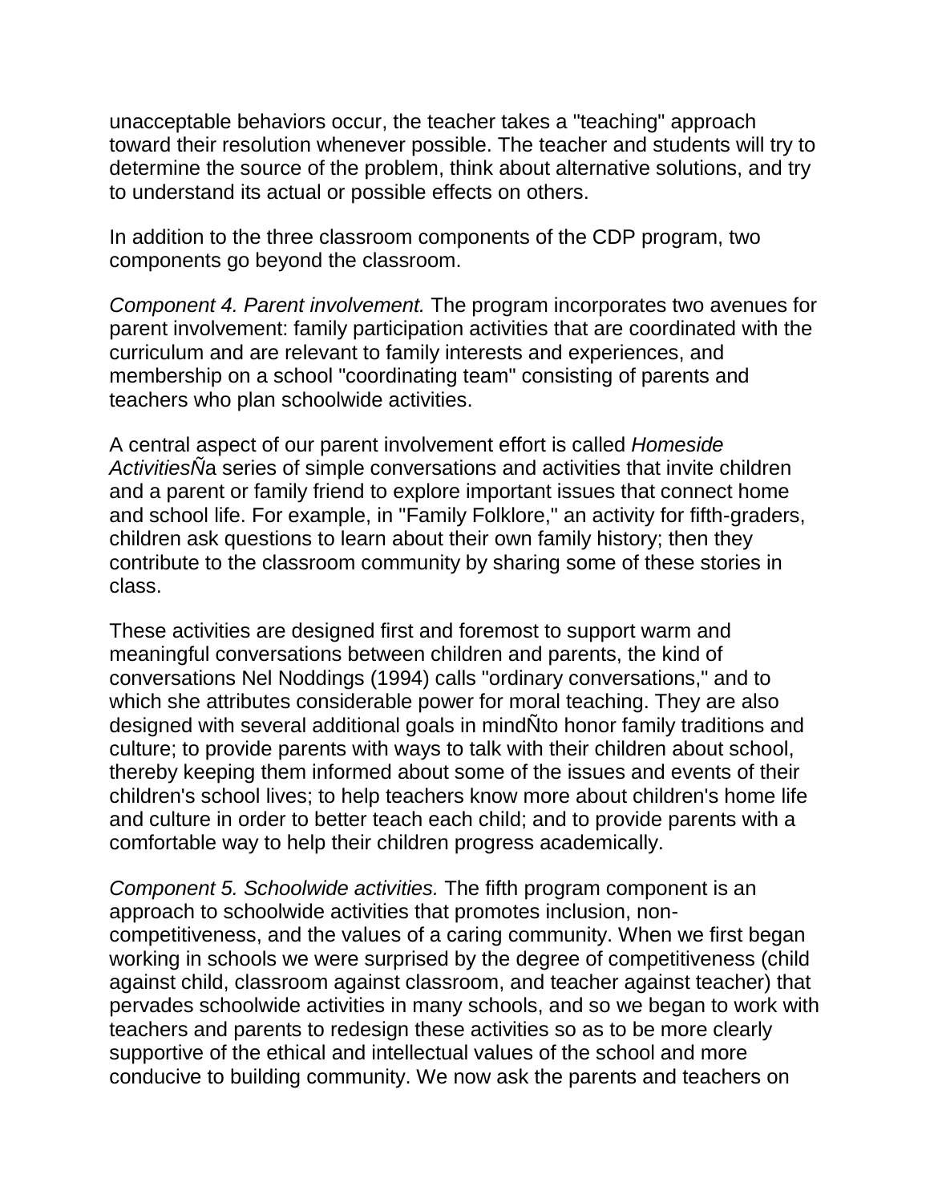unacceptable behaviors occur, the teacher takes a "teaching" approach toward their resolution whenever possible. The teacher and students will try to determine the source of the problem, think about alternative solutions, and try to understand its actual or possible effects on others.

In addition to the three classroom components of the CDP program, two components go beyond the classroom.

*Component 4. Parent involvement.* The program incorporates two avenues for parent involvement: family participation activities that are coordinated with the curriculum and are relevant to family interests and experiences, and membership on a school "coordinating team" consisting of parents and teachers who plan schoolwide activities.

A central aspect of our parent involvement effort is called *Homeside Activities*Ña series of simple conversations and activities that invite children and a parent or family friend to explore important issues that connect home and school life. For example, in "Family Folklore," an activity for fifth-graders, children ask questions to learn about their own family history; then they contribute to the classroom community by sharing some of these stories in class.

These activities are designed first and foremost to support warm and meaningful conversations between children and parents, the kind of conversations Nel Noddings (1994) calls "ordinary conversations," and to which she attributes considerable power for moral teaching. They are also designed with several additional goals in mindÑto honor family traditions and culture; to provide parents with ways to talk with their children about school, thereby keeping them informed about some of the issues and events of their children's school lives; to help teachers know more about children's home life and culture in order to better teach each child; and to provide parents with a comfortable way to help their children progress academically.

*Component 5. Schoolwide activities.* The fifth program component is an approach to schoolwide activities that promotes inclusion, non-competitiveness, and the values of a caring community. When we first began working in schools we were surprised by the degree of competitiveness (child against child, classroom against classroom, and teacher against teacher) that pervades schoolwide activities in many schools, and so we began to work with teachers and parents to redesign these activities so as to be more clearly supportive of the ethical and intellectual values of the school and more conducive to building community. We now ask the parents and teachers on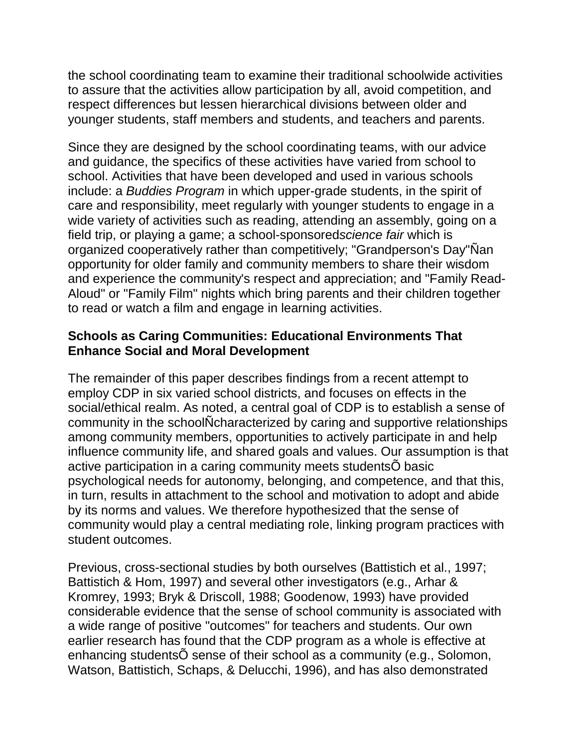the school coordinating team to examine their traditional schoolwide activities to assure that the activities allow participation by all, avoid competition, and respect differences but lessen hierarchical divisions between older and younger students, staff members and students, and teachers and parents.

Since they are designed by the school coordinating teams, with our advice and guidance, the specifics of these activities have varied from school to school. Activities that have been developed and used in various schools include: a *Buddies Program* in which upper-grade students, in the spirit of care and responsibility, meet regularly with younger students to engage in a wide variety of activities such as reading, attending an assembly, going on a field trip, or playing a game; a school-sponsored*science fair* which is organized cooperatively rather than competitively; "Grandperson's Day"Ñan opportunity for older family and community members to share their wisdom and experience the community's respect and appreciation; and "Family Read-Aloud" or "Family Film" nights which bring parents and their children together to read or watch a film and engage in learning activities.

**Schools as Caring Communities: Educational Environments That Enhance Social and Moral Development**

The remainder of this paper describes findings from a recent attempt to employ CDP in six varied school districts, and focuses on effects in the social/ethical realm. As noted, a central goal of CDP is to establish a sense of community in the schoolÑcharacterized by caring and supportive relationships among community members, opportunities to actively participate in and help influence community life, and shared goals and values. Our assumption is that active participation in a caring community meets studentsÕ basic psychological needs for autonomy, belonging, and competence, and that this, in turn, results in attachment to the school and motivation to adopt and abide by its norms and values. We therefore hypothesized that the sense of community would play a central mediating role, linking program practices with student outcomes.

Previous, cross-sectional studies by both ourselves (Battistich et al., 1997; Battistich & Hom, 1997) and several other investigators (e.g., Arhar & Kromrey, 1993; Bryk & Driscoll, 1988; Goodenow, 1993) have provided considerable evidence that the sense of school community is associated with a wide range of positive "outcomes" for teachers and students. Our own earlier research has found that the CDP program as a whole is effective at enhancing studentsÕ sense of their school as a community (e.g., Solomon, Watson, Battistich, Schaps, & Delucchi, 1996), and has also demonstrated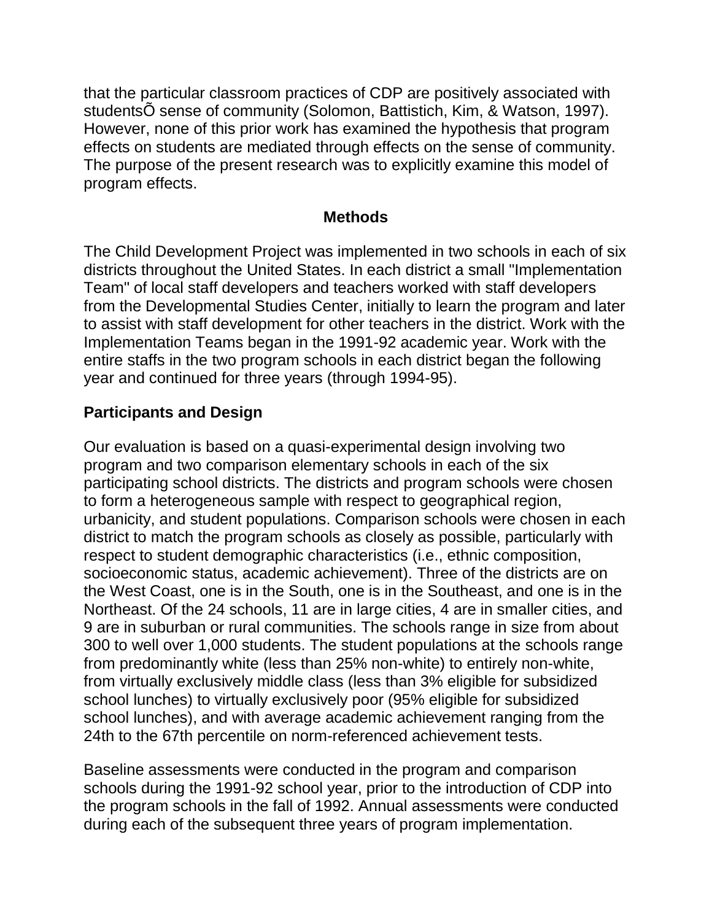that the particular classroom practices of CDP are positively associated with studentsÕ sense of community (Solomon, Battistich, Kim, & Watson, 1997). However, none of this prior work has examined the hypothesis that program effects on students are mediated through effects on the sense of community. The purpose of the present research was to explicitly examine this model of program effects.

## Methods

The Child Development Project was implemented in two schools in each of six districts throughout the United States. In each district a small "Implementation Team" of local staff developers and teachers worked with staff developers from the Developmental Studies Center, initially to learn the program and later to assist with staff development for other teachers in the district. Work with the Implementation Teams began in the 1991-92 academic year. Work with the entire staffs in the two program schools in each district began the following year and continued for three years (through 1994-95).

### Participants and Design

Our evaluation is based on a quasi-experimental design involving two program and two comparison elementary schools in each of the six participating school districts. The districts and program schools were chosen to form a heterogeneous sample with respect to geographical region, urbanicity, and student populations. Comparison schools were chosen in each district to match the program schools as closely as possible, particularly with respect to student demographic characteristics (i.e., ethnic composition, socioeconomic status, academic achievement). Three of the districts are on the West Coast, one is in the South, one is in the Southeast, and one is in the Northeast. Of the 24 schools, 11 are in large cities, 4 are in smaller cities, and 9 are in suburban or rural communities. The schools range in size from about 300 to well over 1,000 students. The student populations at the schools range from predominantly white (less than 25% non-white) to entirely non-white, from virtually exclusively middle class (less than 3% eligible for subsidized school lunches) to virtually exclusively poor (95% eligible for subsidized school lunches), and with average academic achievement ranging from the 24th to the 67th percentile on norm-referenced achievement tests.

Baseline assessments were conducted in the program and comparison schools during the 1991-92 school year, prior to the introduction of CDP into the program schools in the fall of 1992. Annual assessments were conducted during each of the subsequent three years of program implementation.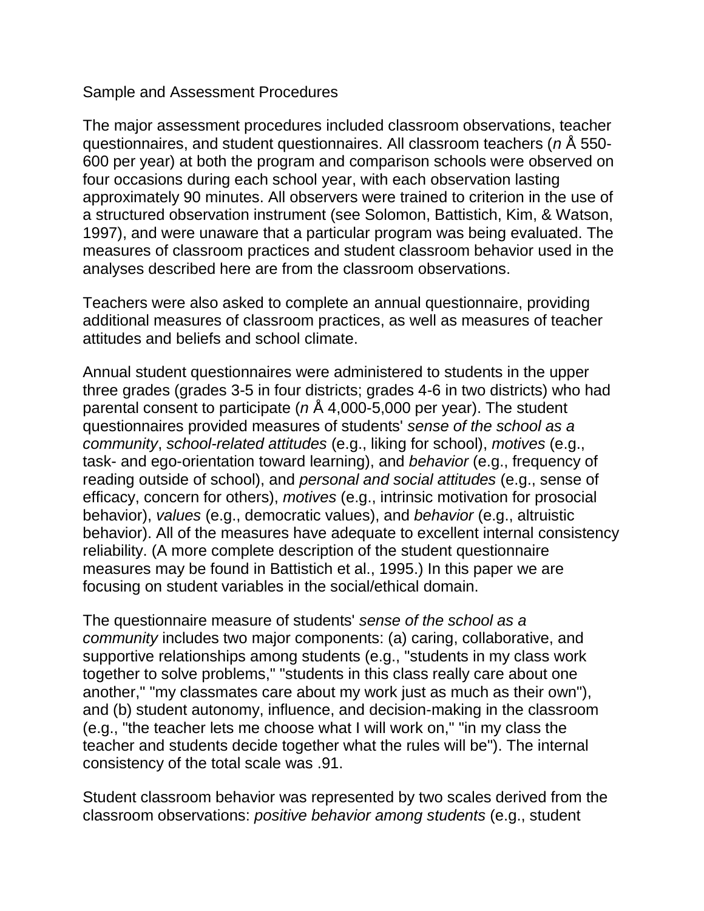Sample and Assessment Procedures

The major assessment procedures included classroom observations, teacher questionnaires, and student questionnaires. All classroom teachers (*n* Å 550-600 per year) at both the program and comparison schools were observed on four occasions during each school year, with each observation lasting approximately 90 minutes. All observers were trained to criterion in the use of a structured observation instrument (see Solomon, Battistich, Kim, & Watson, 1997), and were unaware that a particular program was being evaluated. The measures of classroom practices and student classroom behavior used in the analyses described here are from the classroom observations.

Teachers were also asked to complete an annual questionnaire, providing additional measures of classroom practices, as well as measures of teacher attitudes and beliefs and school climate.

Annual student questionnaires were administered to students in the upper three grades (grades 3-5 in four districts; grades 4-6 in two districts) who had parental consent to participate (*n* Å 4,000-5,000 per year). The student questionnaires provided measures of students' *sense of the school as a community*, *school-related attitudes* (e.g., liking for school), *motives* (e.g., task- and ego-orientation toward learning), and *behavior* (e.g., frequency of reading outside of school), and *personal and social attitudes* (e.g., sense of efficacy, concern for others), *motives* (e.g., intrinsic motivation for prosocial behavior), *values* (e.g., democratic values), and *behavior* (e.g., altruistic behavior). All of the measures have adequate to excellent internal consistency reliability. (A more complete description of the student questionnaire measures may be found in Battistich et al., 1995.) In this paper we are focusing on student variables in the social/ethical domain.

The questionnaire measure of students' *sense of the school as a community* includes two major components: (a) caring, collaborative, and supportive relationships among students (e.g., "students in my class work together to solve problems," "students in this class really care about one another," "my classmates care about my work just as much as their own"), and (b) student autonomy, influence, and decision-making in the classroom (e.g., "the teacher lets me choose what I will work on," "in my class the teacher and students decide together what the rules will be"). The internal consistency of the total scale was .91.

Student classroom behavior was represented by two scales derived from the classroom observations: *positive behavior among students* (e.g., student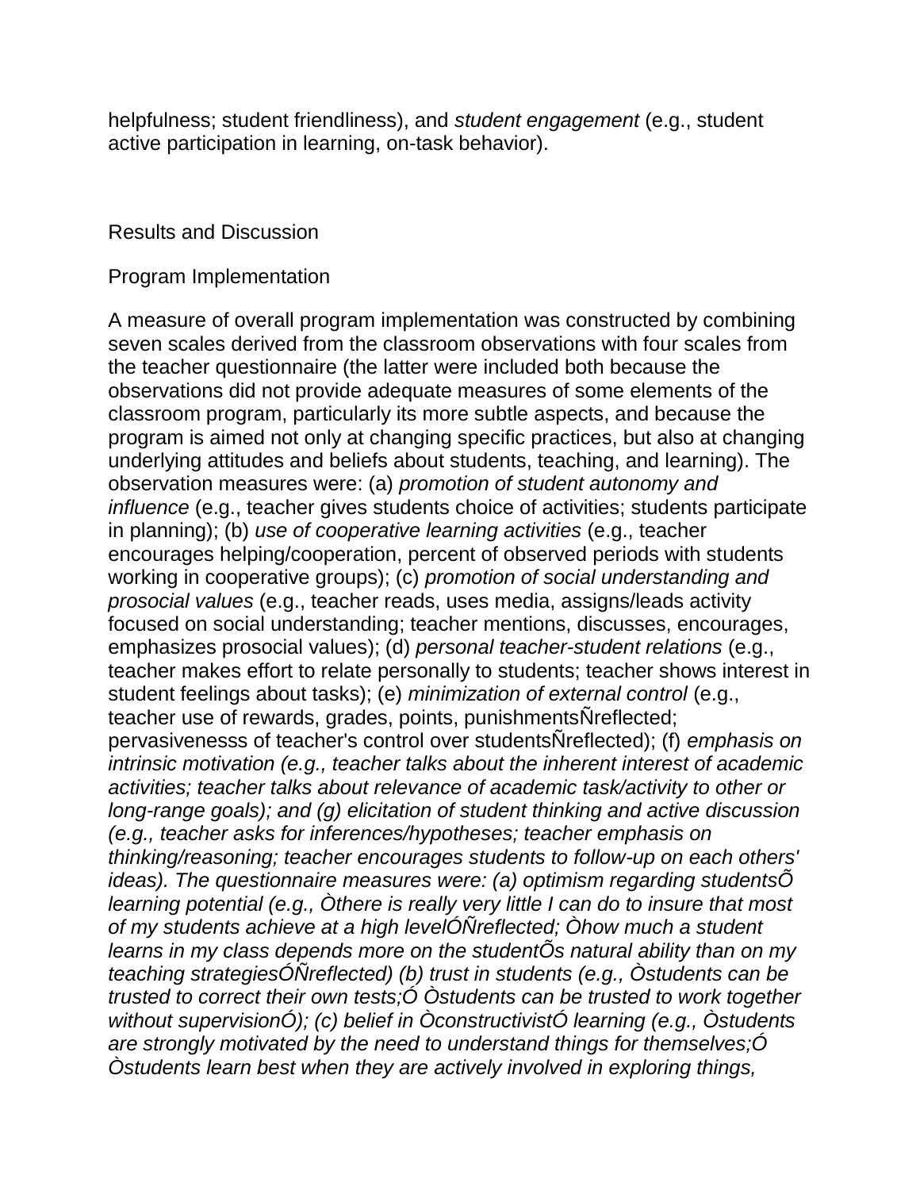helpfulness; student friendliness), and *student engagement* (e.g., student active participation in learning, on-task behavior).

## Results and Discussion

### Program Implementation

A measure of overall program implementation was constructed by combining seven scales derived from the classroom observations with four scales from the teacher questionnaire (the latter were included both because the observations did not provide adequate measures of some elements of the classroom program, particularly its more subtle aspects, and because the program is aimed not only at changing specific practices, but also at changing underlying attitudes and beliefs about students, teaching, and learning). The observation measures were: (a) *promotion of student autonomy and influence* (e.g., teacher gives students choice of activities; students participate in planning); (b) *use of cooperative learning activities* (e.g., teacher encourages helping/cooperation, percent of observed periods with students working in cooperative groups); (c) *promotion of social understanding and prosocial values* (e.g., teacher reads, uses media, assigns/leads activity focused on social understanding; teacher mentions, discusses, encourages, emphasizes prosocial values); (d) *personal teacher-student relations* (e.g., teacher makes effort to relate personally to students; teacher shows interest in student feelings about tasks); (e) *minimization of external control* (e.g., teacher use of rewards, grades, points, punishmentsÑreflected; pervasivenesss of teacher's control over studentsÑreflected); (f) *emphasis on intrinsic motivation (e.g., teacher talks about the inherent interest of academic activities; teacher talks about relevance of academic task/activity to other or long-range goals); and (g) elicitation of student thinking and active discussion (e.g., teacher asks for inferences/hypotheses; teacher emphasis on thinking/reasoning; teacher encourages students to follow-up on each others' ideas). The questionnaire measures were: (a) optimism regarding studentsÕ learning potential (e.g., Òthere is really very little I can do to insure that most of my students achieve at a high levelÓÑreflected; Òhow much a student learns in my class depends more on the studentÕs natural ability than on my teaching strategiesÓÑreflected) (b) trust in students (e.g., Òstudents can be trusted to correct their own tests;Ó Òstudents can be trusted to work together without supervisionÓ); (c) belief in ÒconstructivistÓ learning (e.g., Òstudents are strongly motivated by the need to understand things for themselves;Ó Òstudents learn best when they are actively involved in exploring things,*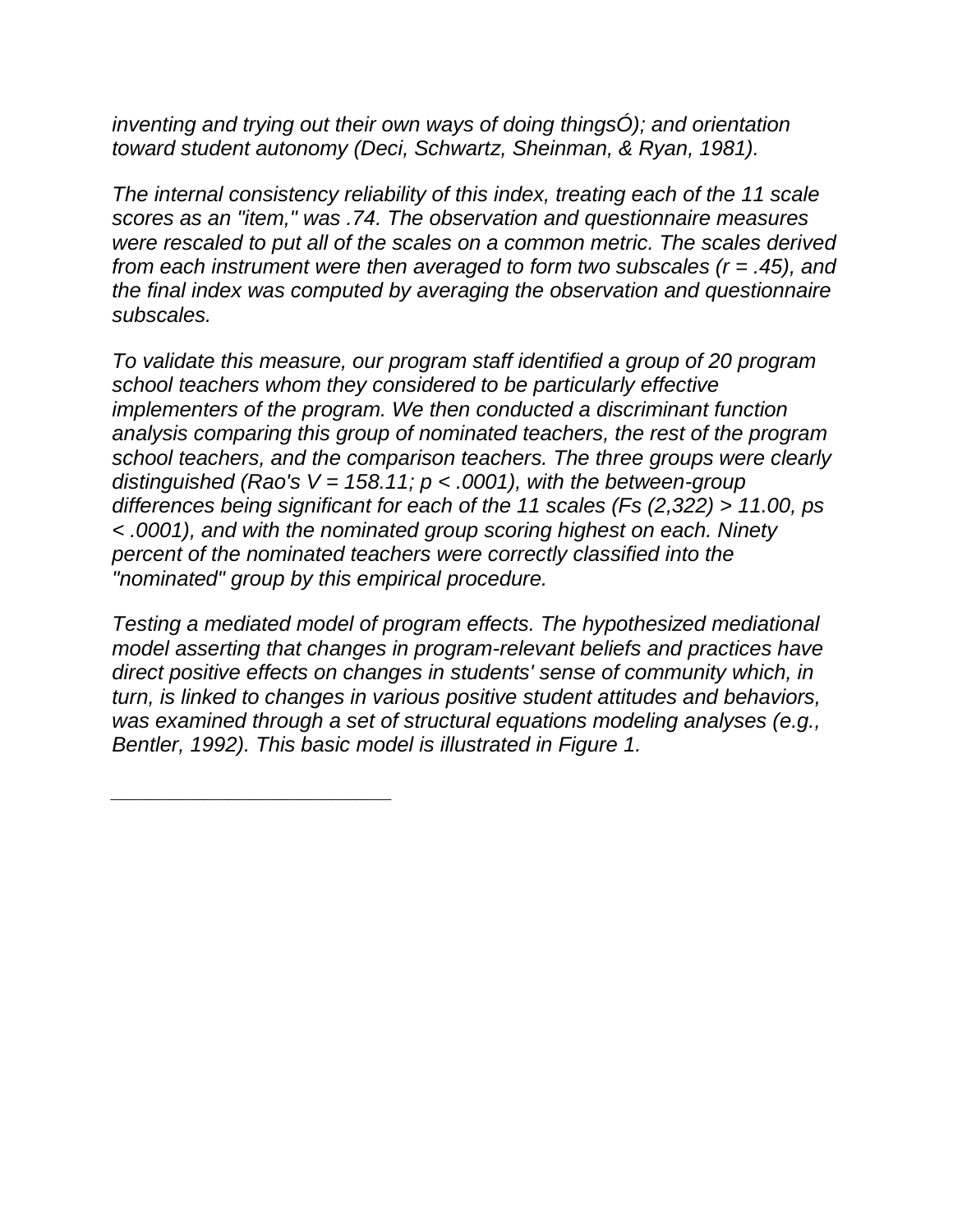*inventing and trying out their own ways of doing thingsÓ); and orientation toward student autonomy (Deci, Schwartz, Sheinman, & Ryan, 1981).*

*The internal consistency reliability of this index, treating each of the 11 scale scores as an "item," was .74. The observation and questionnaire measures were rescaled to put all of the scales on a common metric. The scales derived from each instrument were then averaged to form two subscales ($r = .45$), and the final index was computed by averaging the observation and questionnaire subscales.*

*To validate this measure, our program staff identified a group of 20 program school teachers whom they considered to be particularly effective implementers of the program. We then conducted a discriminant function analysis comparing this group of nominated teachers, the rest of the program school teachers, and the comparison teachers. The three groups were clearly distinguished (Rao's $V = 158.11$; $p < .0001$), with the between-group differences being significant for each of the 11 scales ($F$s $(2,322) > 11.00$, $p$s $< .0001$), and with the nominated group scoring highest on each. Ninety percent of the nominated teachers were correctly classified into the "nominated" group by this empirical procedure.*

*Testing a mediated model of program effects. The hypothesized mediational model asserting that changes in program-relevant beliefs and practices have direct positive effects on changes in students' sense of community which, in turn, is linked to changes in various positive student attitudes and behaviors, was examined through a set of structural equations modeling analyses (e.g., Bentler, 1992). This basic model is illustrated in Figure 1.*

---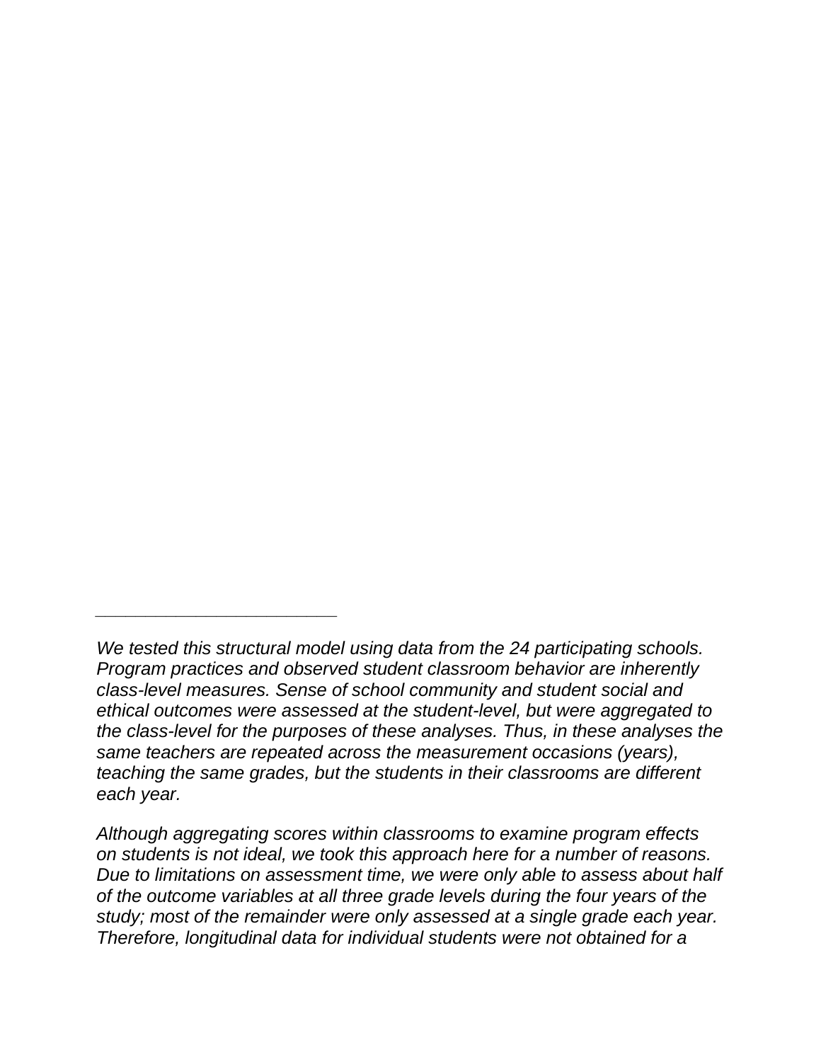---

*We tested this structural model using data from the 24 participating schools. Program practices and observed student classroom behavior are inherently class-level measures. Sense of school community and student social and ethical outcomes were assessed at the student-level, but were aggregated to the class-level for the purposes of these analyses. Thus, in these analyses the same teachers are repeated across the measurement occasions (years), teaching the same grades, but the students in their classrooms are different each year.*

*Although aggregating scores within classrooms to examine program effects on students is not ideal, we took this approach here for a number of reasons. Due to limitations on assessment time, we were only able to assess about half of the outcome variables at all three grade levels during the four years of the study; most of the remainder were only assessed at a single grade each year. Therefore, longitudinal data for individual students were not obtained for a*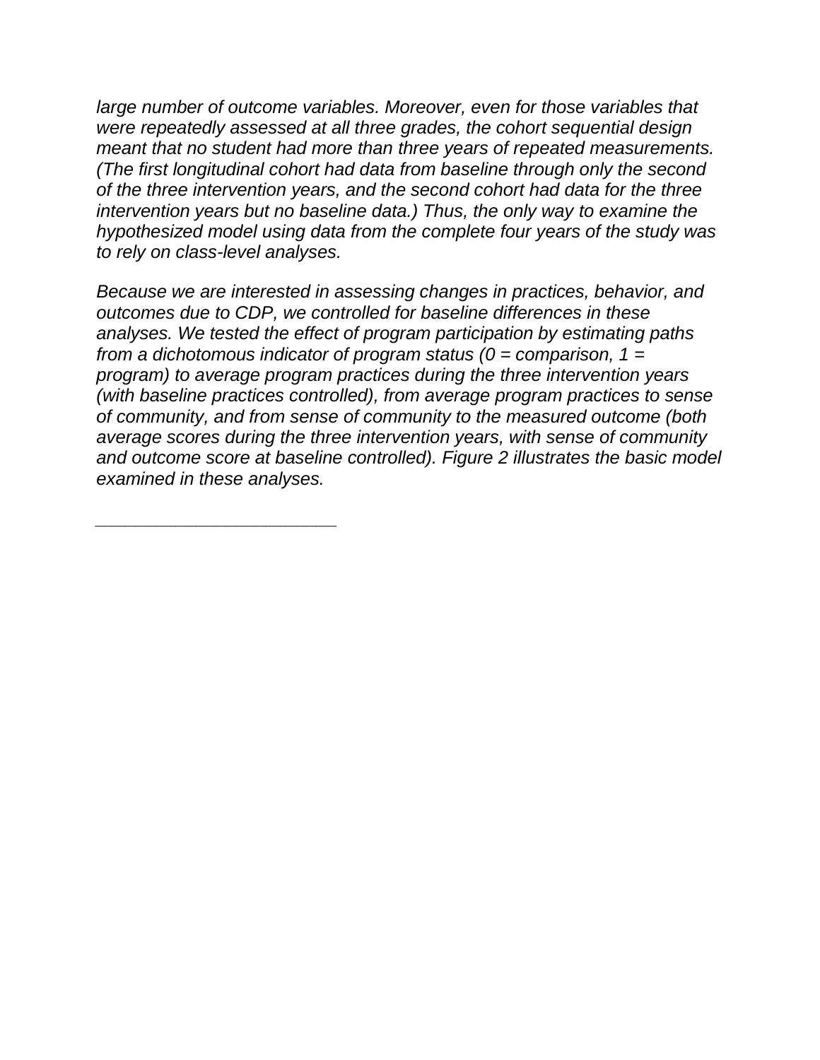*large number of outcome variables. Moreover, even for those variables that were repeatedly assessed at all three grades, the cohort sequential design meant that no student had more than three years of repeated measurements. (The first longitudinal cohort had data from baseline through only the second of the three intervention years, and the second cohort had data for the three intervention years but no baseline data.) Thus, the only way to examine the hypothesized model using data from the complete four years of the study was to rely on class-level analyses.*

*Because we are interested in assessing changes in practices, behavior, and outcomes due to CDP, we controlled for baseline differences in these analyses. We tested the effect of program participation by estimating paths from a dichotomous indicator of program status (0 = comparison, 1 = program) to average program practices during the three intervention years (with baseline practices controlled), from average program practices to sense of community, and from sense of community to the measured outcome (both average scores during the three intervention years, with sense of community and outcome score at baseline controlled). Figure 2 illustrates the basic model examined in these analyses.*

---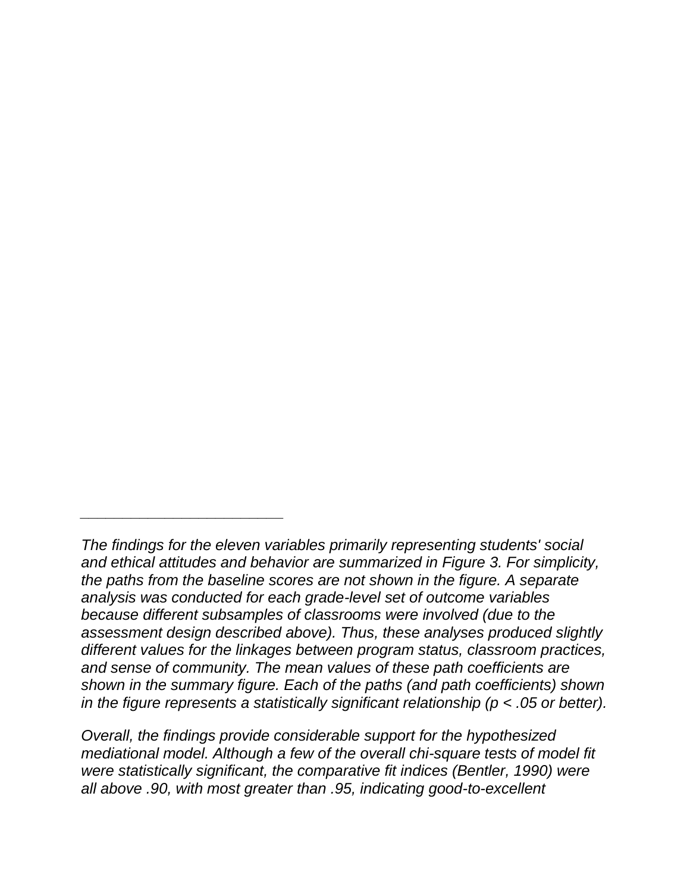---

*The findings for the eleven variables primarily representing students' social and ethical attitudes and behavior are summarized in Figure 3. For simplicity, the paths from the baseline scores are not shown in the figure. A separate analysis was conducted for each grade-level set of outcome variables because different subsamples of classrooms were involved (due to the assessment design described above). Thus, these analyses produced slightly different values for the linkages between program status, classroom practices, and sense of community. The mean values of these path coefficients are shown in the summary figure. Each of the paths (and path coefficients) shown in the figure represents a statistically significant relationship ($p < .05$ or better).*

*Overall, the findings provide considerable support for the hypothesized mediational model. Although a few of the overall chi-square tests of model fit were statistically significant, the comparative fit indices (Bentler, 1990) were all above .90, with most greater than .95, indicating good-to-excellent*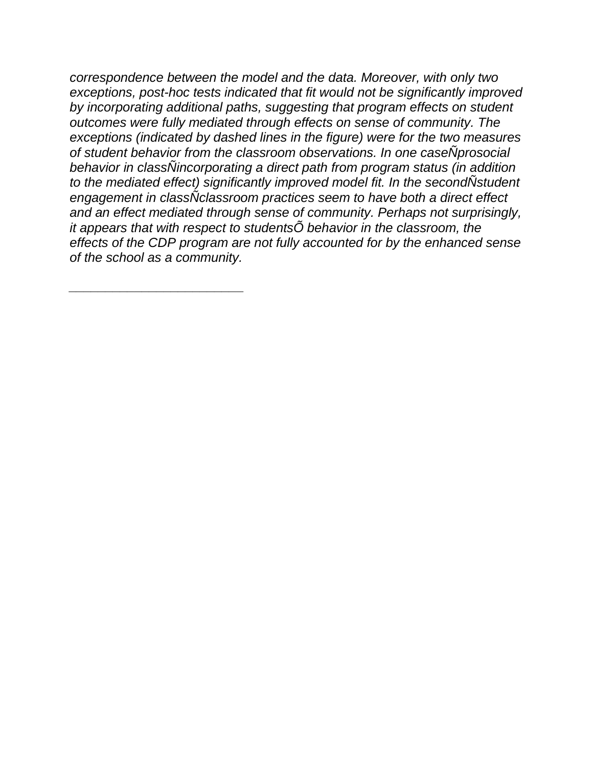*correspondence between the model and the data. Moreover, with only two exceptions, post-hoc tests indicated that fit would not be significantly improved by incorporating additional paths, suggesting that program effects on student outcomes were fully mediated through effects on sense of community. The exceptions (indicated by dashed lines in the figure) were for the two measures of student behavior from the classroom observations. In one caseÑprosocial behavior in classÑincorporating a direct path from program status (in addition to the mediated effect) significantly improved model fit. In the secondÑstudent engagement in classÑclassroom practices seem to have both a direct effect and an effect mediated through sense of community. Perhaps not surprisingly, it appears that with respect to studentsÕ behavior in the classroom, the effects of the CDP program are not fully accounted for by the enhanced sense of the school as a community.*

---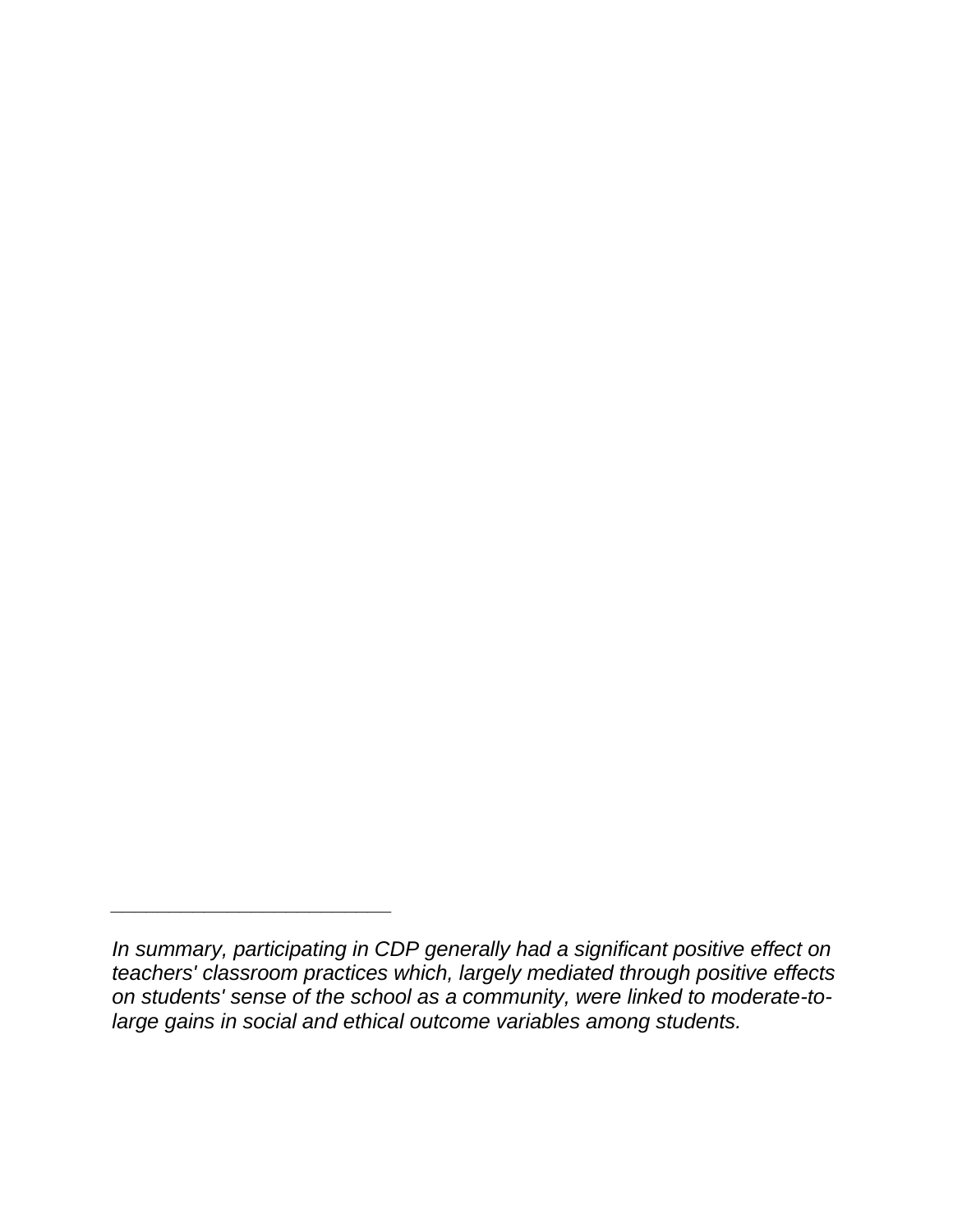---

*In summary, participating in CDP generally had a significant positive effect on teachers' classroom practices which, largely mediated through positive effects on students' sense of the school as a community, were linked to moderate-to-large gains in social and ethical outcome variables among students.*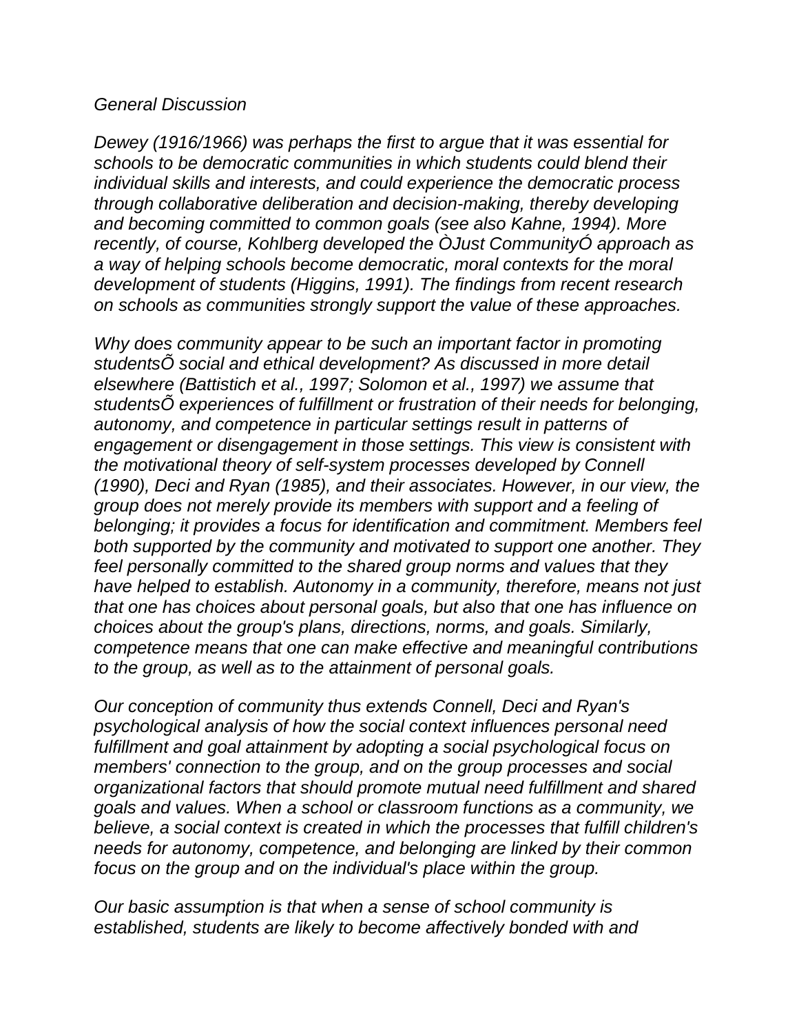*General Discussion*

*Dewey (1916/1966) was perhaps the first to argue that it was essential for schools to be democratic communities in which students could blend their individual skills and interests, and could experience the democratic process through collaborative deliberation and decision-making, thereby developing and becoming committed to common goals (see also Kahne, 1994). More recently, of course, Kohlberg developed the ÒJust CommunityÓ approach as a way of helping schools become democratic, moral contexts for the moral development of students (Higgins, 1991). The findings from recent research on schools as communities strongly support the value of these approaches.*

*Why does community appear to be such an important factor in promoting studentsÕ social and ethical development? As discussed in more detail elsewhere (Battistich et al., 1997; Solomon et al., 1997) we assume that studentsÕ experiences of fulfillment or frustration of their needs for belonging, autonomy, and competence in particular settings result in patterns of engagement or disengagement in those settings. This view is consistent with the motivational theory of self-system processes developed by Connell (1990), Deci and Ryan (1985), and their associates. However, in our view, the group does not merely provide its members with support and a feeling of belonging; it provides a focus for identification and commitment. Members feel both supported by the community and motivated to support one another. They feel personally committed to the shared group norms and values that they have helped to establish. Autonomy in a community, therefore, means not just that one has choices about personal goals, but also that one has influence on choices about the group's plans, directions, norms, and goals. Similarly, competence means that one can make effective and meaningful contributions to the group, as well as to the attainment of personal goals.*

*Our conception of community thus extends Connell, Deci and Ryan's psychological analysis of how the social context influences personal need fulfillment and goal attainment by adopting a social psychological focus on members' connection to the group, and on the group processes and social organizational factors that should promote mutual need fulfillment and shared goals and values. When a school or classroom functions as a community, we believe, a social context is created in which the processes that fulfill children's needs for autonomy, competence, and belonging are linked by their common focus on the group and on the individual's place within the group.*

*Our basic assumption is that when a sense of school community is established, students are likely to become affectively bonded with and*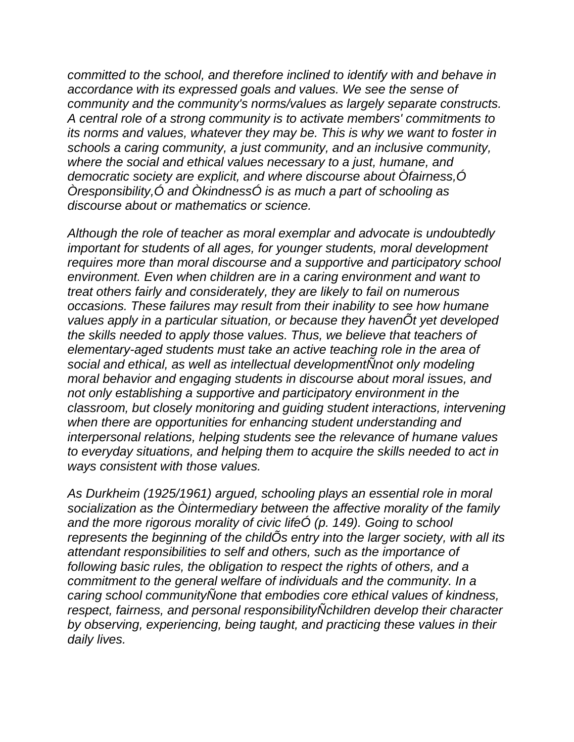*committed to the school, and therefore inclined to identify with and behave in accordance with its expressed goals and values. We see the sense of community and the community's norms/values as largely separate constructs. A central role of a strong community is to activate members' commitments to its norms and values, whatever they may be. This is why we want to foster in schools a caring community, a just community, and an inclusive community, where the social and ethical values necessary to a just, humane, and democratic society are explicit, and where discourse about Òfairness,Ó Òresponsibility,Ó and ÒkindnessÓ is as much a part of schooling as discourse about or mathematics or science.*

*Although the role of teacher as moral exemplar and advocate is undoubtedly important for students of all ages, for younger students, moral development requires more than moral discourse and a supportive and participatory school environment. Even when children are in a caring environment and want to treat others fairly and considerately, they are likely to fail on numerous occasions. These failures may result from their inability to see how humane values apply in a particular situation, or because they havenÕt yet developed the skills needed to apply those values. Thus, we believe that teachers of elementary-aged students must take an active teaching role in the area of social and ethical, as well as intellectual developmentÑnot only modeling moral behavior and engaging students in discourse about moral issues, and not only establishing a supportive and participatory environment in the classroom, but closely monitoring and guiding student interactions, intervening when there are opportunities for enhancing student understanding and interpersonal relations, helping students see the relevance of humane values to everyday situations, and helping them to acquire the skills needed to act in ways consistent with those values.*

*As Durkheim (1925/1961) argued, schooling plays an essential role in moral socialization as the Òintermediary between the affective morality of the family and the more rigorous morality of civic lifeÓ (p. 149). Going to school represents the beginning of the childÕs entry into the larger society, with all its attendant responsibilities to self and others, such as the importance of following basic rules, the obligation to respect the rights of others, and a commitment to the general welfare of individuals and the community. In a caring school communityÑone that embodies core ethical values of kindness, respect, fairness, and personal responsibilityÑchildren develop their character by observing, experiencing, being taught, and practicing these values in their daily lives.*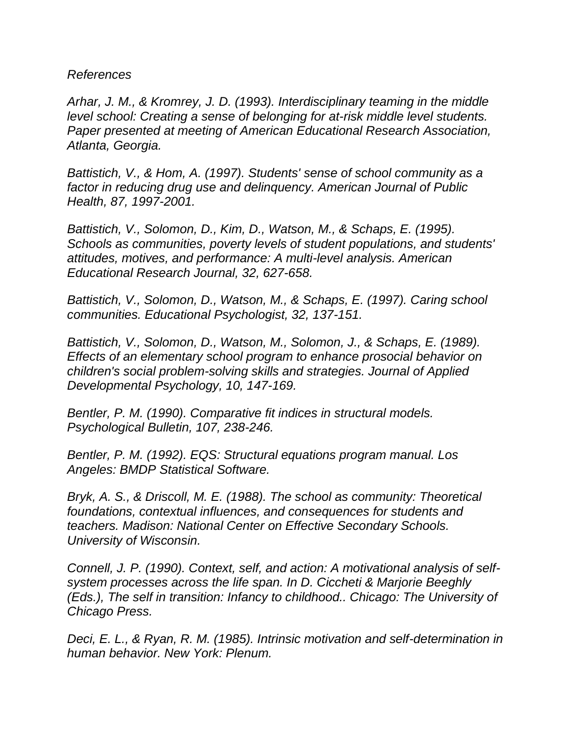*References*

*Arhar, J. M., & Kromrey, J. D. (1993). Interdisciplinary teaming in the middle level school: Creating a sense of belonging for at-risk middle level students. Paper presented at meeting of American Educational Research Association, Atlanta, Georgia.*

*Battistich, V., & Hom, A. (1997). Students' sense of school community as a factor in reducing drug use and delinquency. American Journal of Public Health, 87, 1997-2001.*

*Battistich, V., Solomon, D., Kim, D., Watson, M., & Schaps, E. (1995). Schools as communities, poverty levels of student populations, and students' attitudes, motives, and performance: A multi-level analysis. American Educational Research Journal, 32, 627-658.*

*Battistich, V., Solomon, D., Watson, M., & Schaps, E. (1997). Caring school communities. Educational Psychologist, 32, 137-151.*

*Battistich, V., Solomon, D., Watson, M., Solomon, J., & Schaps, E. (1989). Effects of an elementary school program to enhance prosocial behavior on children's social problem-solving skills and strategies. Journal of Applied Developmental Psychology, 10, 147-169.*

*Bentler, P. M. (1990). Comparative fit indices in structural models. Psychological Bulletin, 107, 238-246.*

*Bentler, P. M. (1992). EQS: Structural equations program manual. Los Angeles: BMDP Statistical Software.*

*Bryk, A. S., & Driscoll, M. E. (1988). The school as community: Theoretical foundations, contextual influences, and consequences for students and teachers. Madison: National Center on Effective Secondary Schools. University of Wisconsin.*

*Connell, J. P. (1990). Context, self, and action: A motivational analysis of self-system processes across the life span. In D. Ciccheti & Marjorie Beeghly (Eds.), The self in transition: Infancy to childhood.. Chicago: The University of Chicago Press.*

*Deci, E. L., & Ryan, R. M. (1985). Intrinsic motivation and self-determination in human behavior. New York: Plenum.*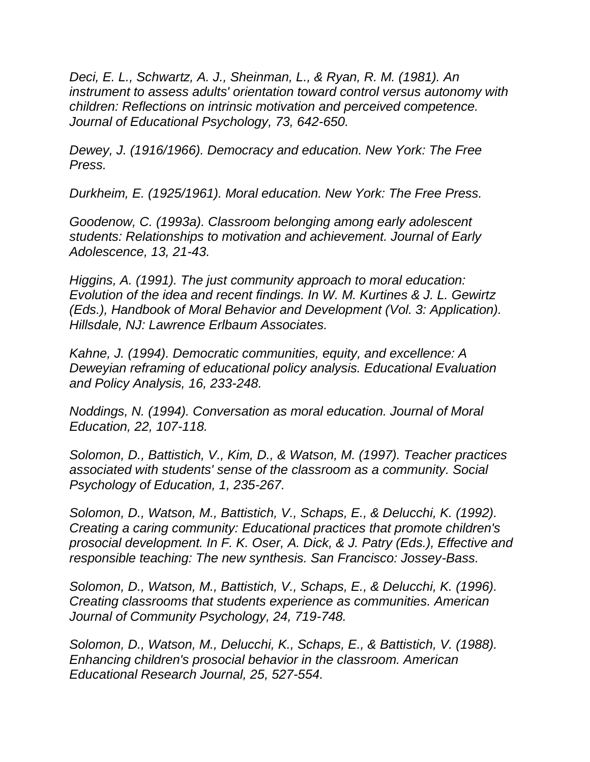*Deci, E. L., Schwartz, A. J., Sheinman, L., & Ryan, R. M. (1981). An instrument to assess adults' orientation toward control versus autonomy with children: Reflections on intrinsic motivation and perceived competence. Journal of Educational Psychology, 73, 642-650.*

*Dewey, J. (1916/1966). Democracy and education. New York: The Free Press.*

*Durkheim, E. (1925/1961). Moral education. New York: The Free Press.*

*Goodenow, C. (1993a). Classroom belonging among early adolescent students: Relationships to motivation and achievement. Journal of Early Adolescence, 13, 21-43.*

*Higgins, A. (1991). The just community approach to moral education: Evolution of the idea and recent findings. In W. M. Kurtines & J. L. Gewirtz (Eds.), Handbook of Moral Behavior and Development (Vol. 3: Application). Hillsdale, NJ: Lawrence Erlbaum Associates.*

*Kahne, J. (1994). Democratic communities, equity, and excellence: A Deweyian reframing of educational policy analysis. Educational Evaluation and Policy Analysis, 16, 233-248.*

*Noddings, N. (1994). Conversation as moral education. Journal of Moral Education, 22, 107-118.*

*Solomon, D., Battistich, V., Kim, D., & Watson, M. (1997). Teacher practices associated with students' sense of the classroom as a community. Social Psychology of Education, 1, 235-267.*

*Solomon, D., Watson, M., Battistich, V., Schaps, E., & Delucchi, K. (1992). Creating a caring community: Educational practices that promote children's prosocial development. In F. K. Oser, A. Dick, & J. Patry (Eds.), Effective and responsible teaching: The new synthesis. San Francisco: Jossey-Bass.*

*Solomon, D., Watson, M., Battistich, V., Schaps, E., & Delucchi, K. (1996). Creating classrooms that students experience as communities. American Journal of Community Psychology, 24, 719-748.*

*Solomon, D., Watson, M., Delucchi, K., Schaps, E., & Battistich, V. (1988). Enhancing children's prosocial behavior in the classroom. American Educational Research Journal, 25, 527-554.*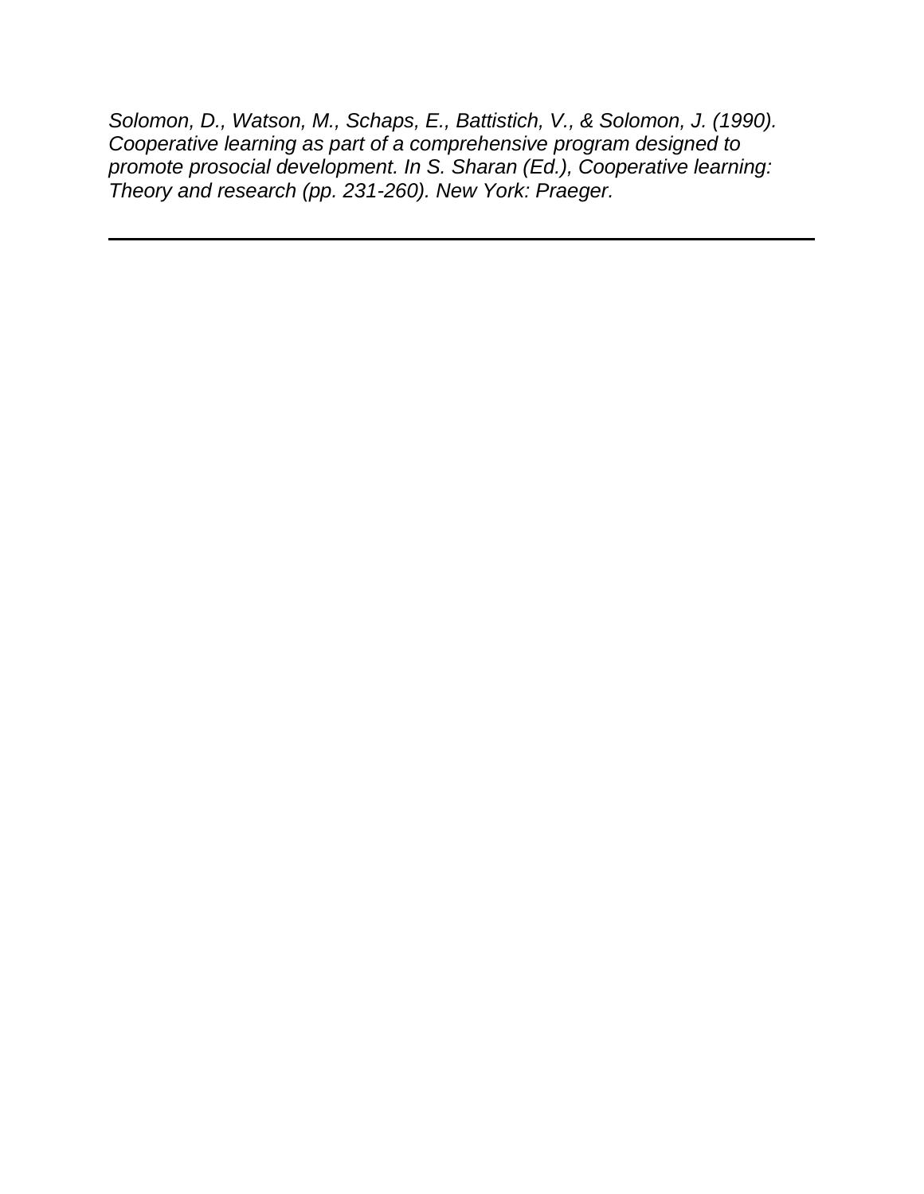*Solomon, D., Watson, M., Schaps, E., Battistich, V., & Solomon, J. (1990). Cooperative learning as part of a comprehensive program designed to promote prosocial development. In S. Sharan (Ed.), Cooperative learning: Theory and research (pp. 231-260). New York: Praeger.*

---